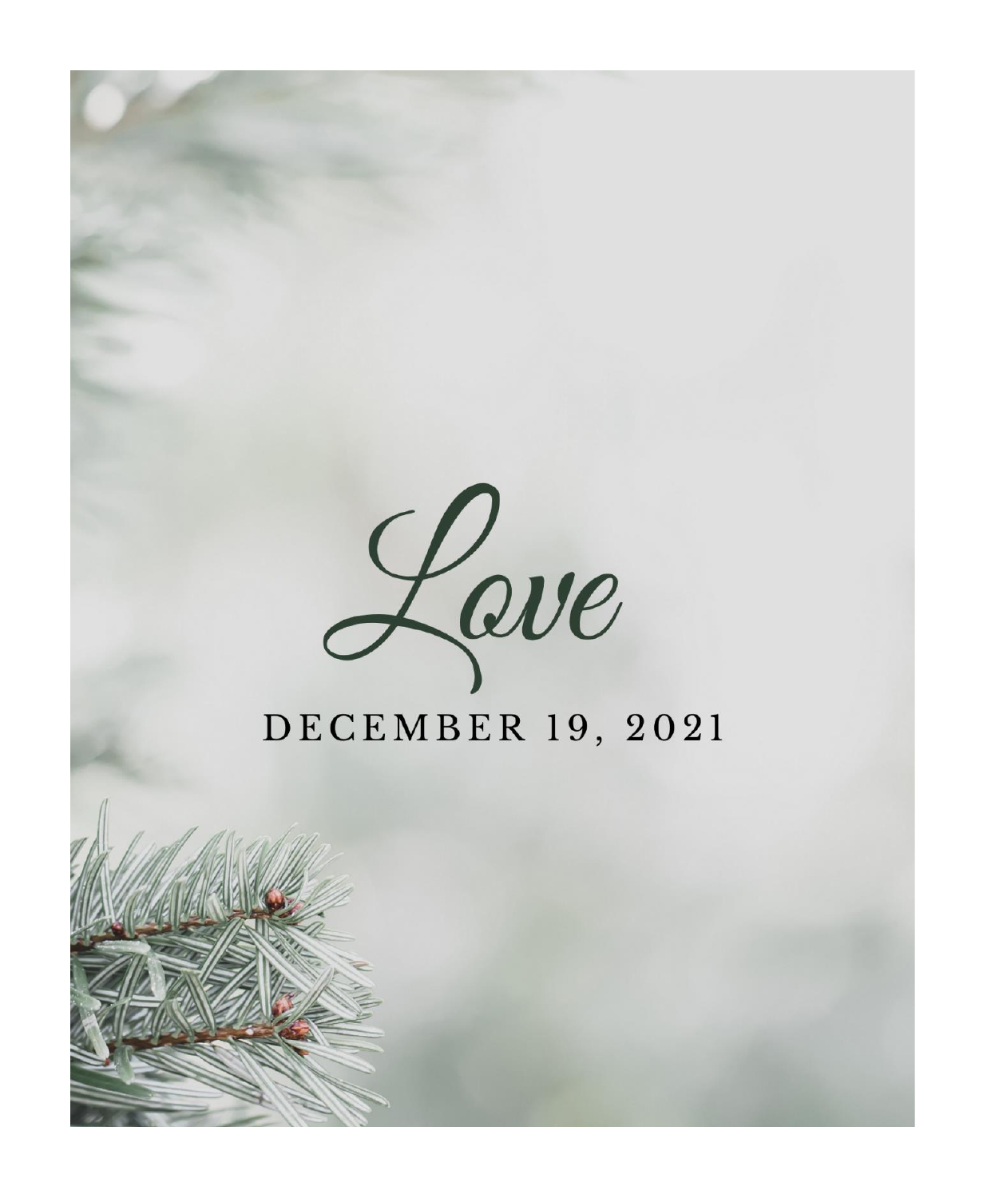# Love

DECEMBER 19, 2021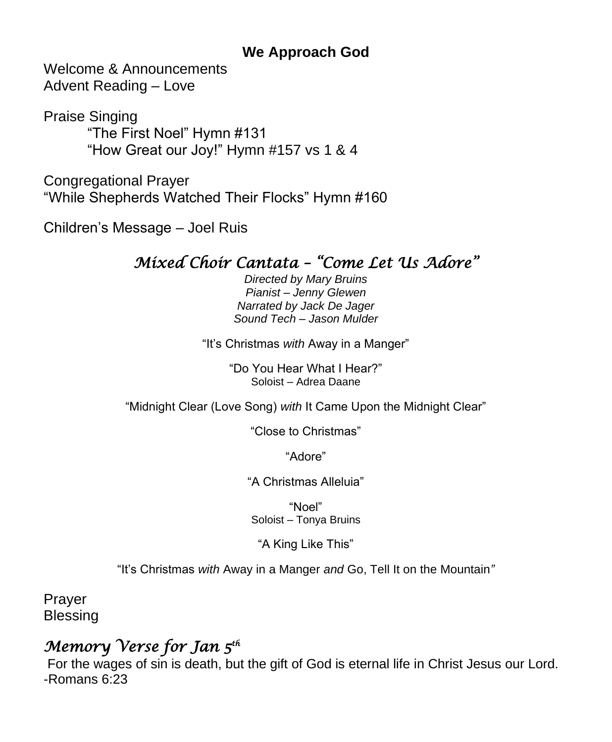## We Approach God

Welcome & Announcements
Advent Reading – Love

Praise Singing

> "The First Noel" Hymn #131
> "How Great our Joy!" Hymn #157 vs 1 & 4

Congregational Prayer
"While Shepherds Watched Their Flocks" Hymn #160

Children's Message – Joel Ruis

## *Mixed Choir Cantata – "Come Let Us Adore"*

*Directed by Mary Bruins*
*Pianist – Jenny Glewen*
*Narrated by Jack De Jager*
*Sound Tech – Jason Mulder*

"It's Christmas *with* Away in a Manger"

"Do You Hear What I Hear?"
Soloist – Adrea Daane

"Midnight Clear (Love Song) *with* It Came Upon the Midnight Clear"

"Close to Christmas"

"Adore"

"A Christmas Alleluia"

"Noel"
Soloist – Tonya Bruins

"A King Like This"

"It's Christmas *with* Away in a Manger *and* Go, Tell It on the Mountain*"*

Prayer
Blessing

## *Memory Verse for Jan 5th*

For the wages of sin is death, but the gift of God is eternal life in Christ Jesus our Lord.
-Romans 6:23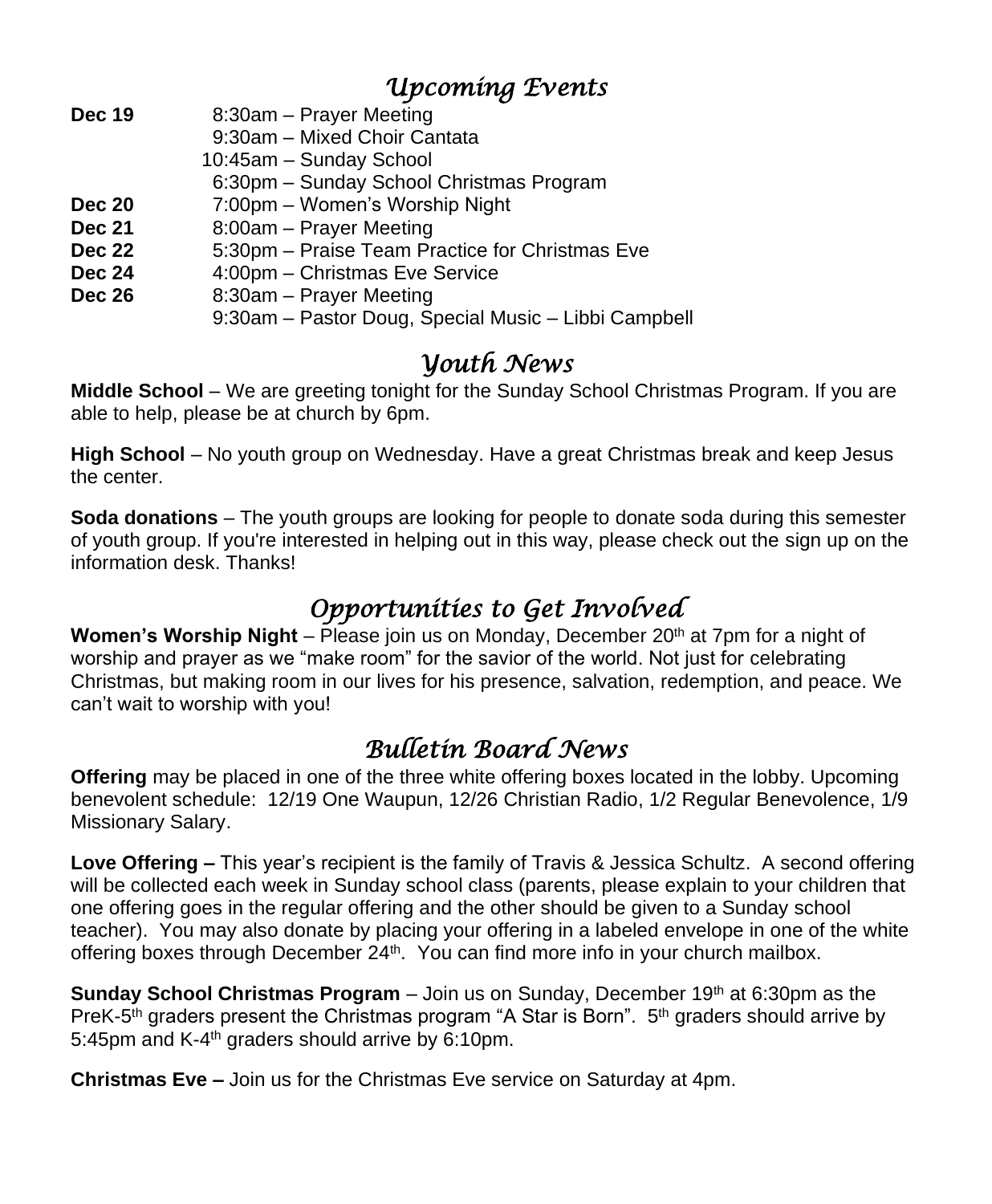## *Upcoming Events*

| | |
|---|---|
| **Dec 19** | 8:30am – Prayer Meeting |
| | 9:30am – Mixed Choir Cantata |
| | 10:45am – Sunday School |
| | 6:30pm – Sunday School Christmas Program |
| **Dec 20** | 7:00pm – Women's Worship Night |
| **Dec 21** | 8:00am – Prayer Meeting |
| **Dec 22** | 5:30pm – Praise Team Practice for Christmas Eve |
| **Dec 24** | 4:00pm – Christmas Eve Service |
| **Dec 26** | 8:30am – Prayer Meeting |
| | 9:30am – Pastor Doug, Special Music – Libbi Campbell |

## *Youth News*

**Middle School** – We are greeting tonight for the Sunday School Christmas Program. If you are able to help, please be at church by 6pm.

**High School** – No youth group on Wednesday. Have a great Christmas break and keep Jesus the center.

**Soda donations** – The youth groups are looking for people to donate soda during this semester of youth group. If you're interested in helping out in this way, please check out the sign up on the information desk. Thanks!

## *Opportunities to Get Involved*

**Women's Worship Night** – Please join us on Monday, December 20th at 7pm for a night of worship and prayer as we "make room" for the savior of the world. Not just for celebrating Christmas, but making room in our lives for his presence, salvation, redemption, and peace. We can't wait to worship with you!

## *Bulletin Board News*

**Offering** may be placed in one of the three white offering boxes located in the lobby. Upcoming benevolent schedule: 12/19 One Waupun, 12/26 Christian Radio, 1/2 Regular Benevolence, 1/9 Missionary Salary.

**Love Offering –** This year's recipient is the family of Travis & Jessica Schultz. A second offering will be collected each week in Sunday school class (parents, please explain to your children that one offering goes in the regular offering and the other should be given to a Sunday school teacher). You may also donate by placing your offering in a labeled envelope in one of the white offering boxes through December 24th. You can find more info in your church mailbox.

**Sunday School Christmas Program** – Join us on Sunday, December 19th at 6:30pm as the PreK-5th graders present the Christmas program "A Star is Born". 5th graders should arrive by 5:45pm and K-4th graders should arrive by 6:10pm.

**Christmas Eve –** Join us for the Christmas Eve service on Saturday at 4pm.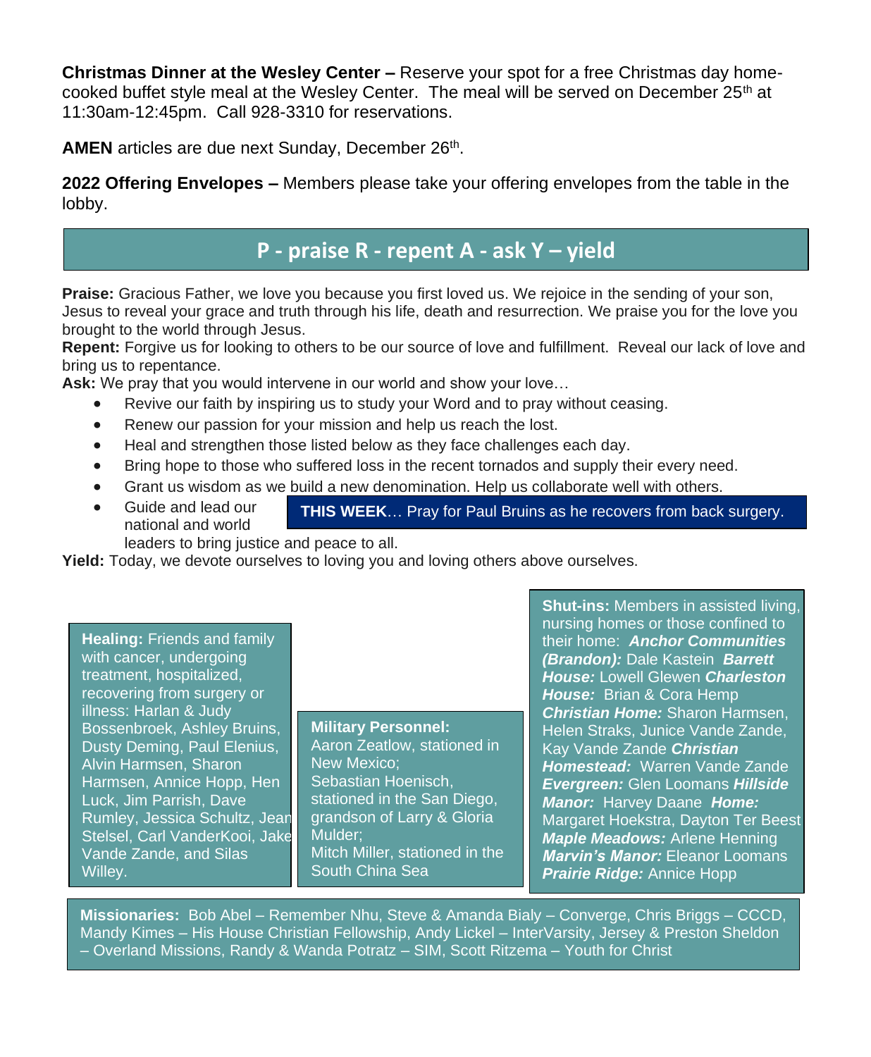**Christmas Dinner at the Wesley Center –** Reserve your spot for a free Christmas day home-cooked buffet style meal at the Wesley Center. The meal will be served on December 25th at 11:30am-12:45pm. Call 928-3310 for reservations.

**AMEN** articles are due next Sunday, December 26th.

**2022 Offering Envelopes –** Members please take your offering envelopes from the table in the lobby.

## P - praise R - repent A - ask Y – yield

**Praise:** Gracious Father, we love you because you first loved us. We rejoice in the sending of your son, Jesus to reveal your grace and truth through his life, death and resurrection. We praise you for the love you brought to the world through Jesus.

**Repent:** Forgive us for looking to others to be our source of love and fulfillment. Reveal our lack of love and bring us to repentance.

**Ask:** We pray that you would intervene in our world and show your love…

- Revive our faith by inspiring us to study your Word and to pray without ceasing.
- Renew our passion for your mission and help us reach the lost.
- Heal and strengthen those listed below as they face challenges each day.
- Bring hope to those who suffered loss in the recent tornados and supply their every need.
- Grant us wisdom as we build a new denomination. Help us collaborate well with others.
- Guide and lead our national and world leaders to bring justice and peace to all.

**THIS WEEK**… Pray for Paul Bruins as he recovers from back surgery.

**Yield:** Today, we devote ourselves to loving you and loving others above ourselves.

**Healing:** Friends and family with cancer, undergoing treatment, hospitalized, recovering from surgery or illness: Harlan & Judy Bossenbroek, Ashley Bruins, Dusty Deming, Paul Elenius, Alvin Harmsen, Sharon Harmsen, Annice Hopp, Hen Luck, Jim Parrish, Dave Rumley, Jessica Schultz, Jean Stelsel, Carl VanderKooi, Jake Vande Zande, and Silas Willey.

**Military Personnel:** Aaron Zeatlow, stationed in New Mexico; Sebastian Hoenisch, stationed in the San Diego, grandson of Larry & Gloria Mulder; Mitch Miller, stationed in the South China Sea

**Shut-ins:** Members in assisted living, nursing homes or those confined to their home: ***Anchor Communities (Brandon):*** Dale Kastein ***Barrett House:*** Lowell Glewen ***Charleston House:*** Brian & Cora Hemp ***Christian Home:*** Sharon Harmsen, Helen Straks, Junice Vande Zande, Kay Vande Zande ***Christian Homestead:*** Warren Vande Zande ***Evergreen:*** Glen Loomans ***Hillside Manor:*** Harvey Daane ***Home:*** Margaret Hoekstra, Dayton Ter Beest ***Maple Meadows:*** Arlene Henning ***Marvin's Manor:*** Eleanor Loomans ***Prairie Ridge:*** Annice Hopp

**Missionaries:** Bob Abel – Remember Nhu, Steve & Amanda Bialy – Converge, Chris Briggs – CCCD, Mandy Kimes – His House Christian Fellowship, Andy Lickel – InterVarsity, Jersey & Preston Sheldon – Overland Missions, Randy & Wanda Potratz – SIM, Scott Ritzema – Youth for Christ